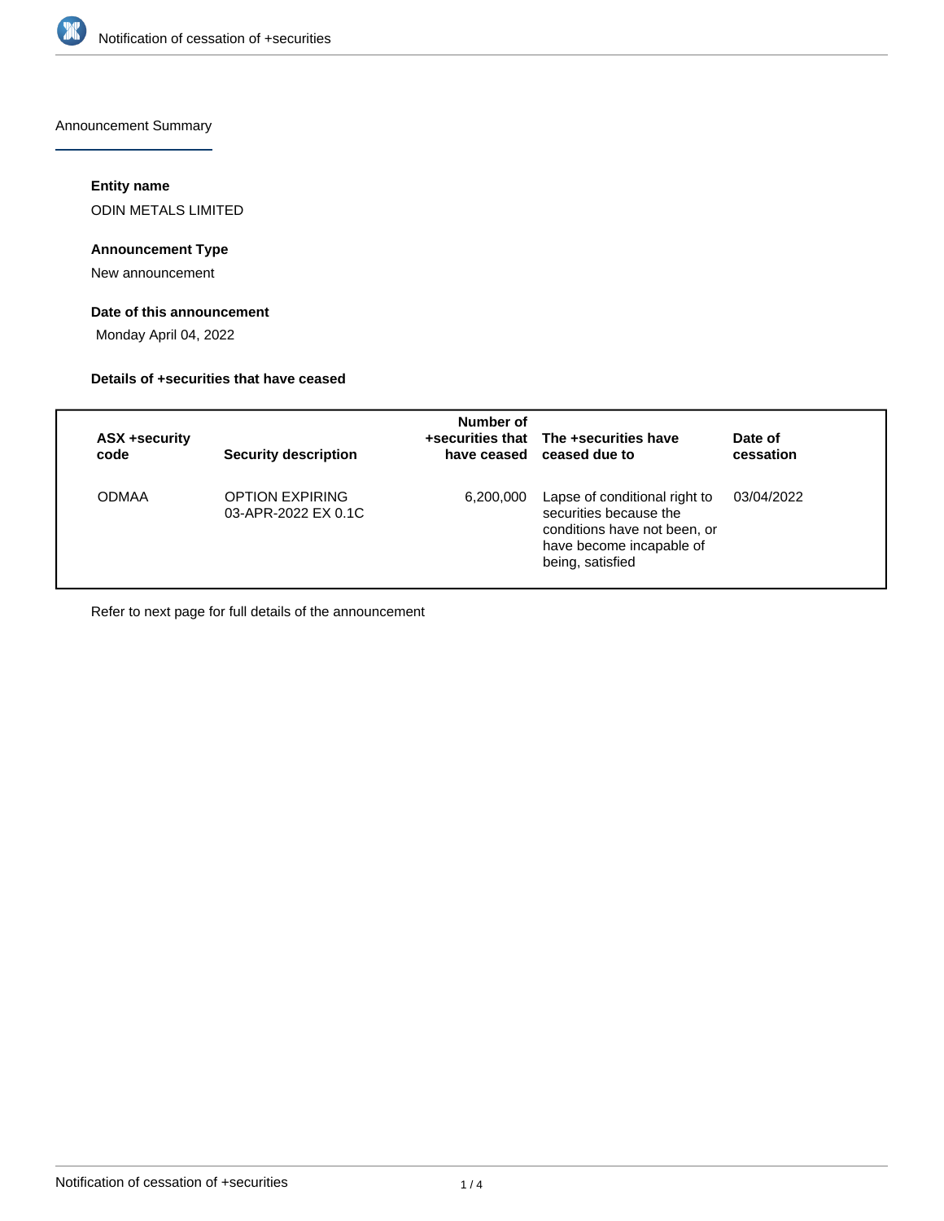Announcement Summary

#### Entity name

ODIN METALS LIMITED

#### Announcement Type

New announcement

#### Date of this announcement

Monday April 04, 2022

#### Details of +securities that have ceased

| ASX +security code | Security description | Number of +securities that have ceased | The +securities have ceased due to | Date of cessation |
|---|---|---|---|---|
| ODMAA | OPTION EXPIRING 03-APR-2022 EX 0.1C | 6,200,000 | Lapse of conditional right to securities because the conditions have not been, or have become incapable of being, satisfied | 03/04/2022 |

Refer to next page for full details of the announcement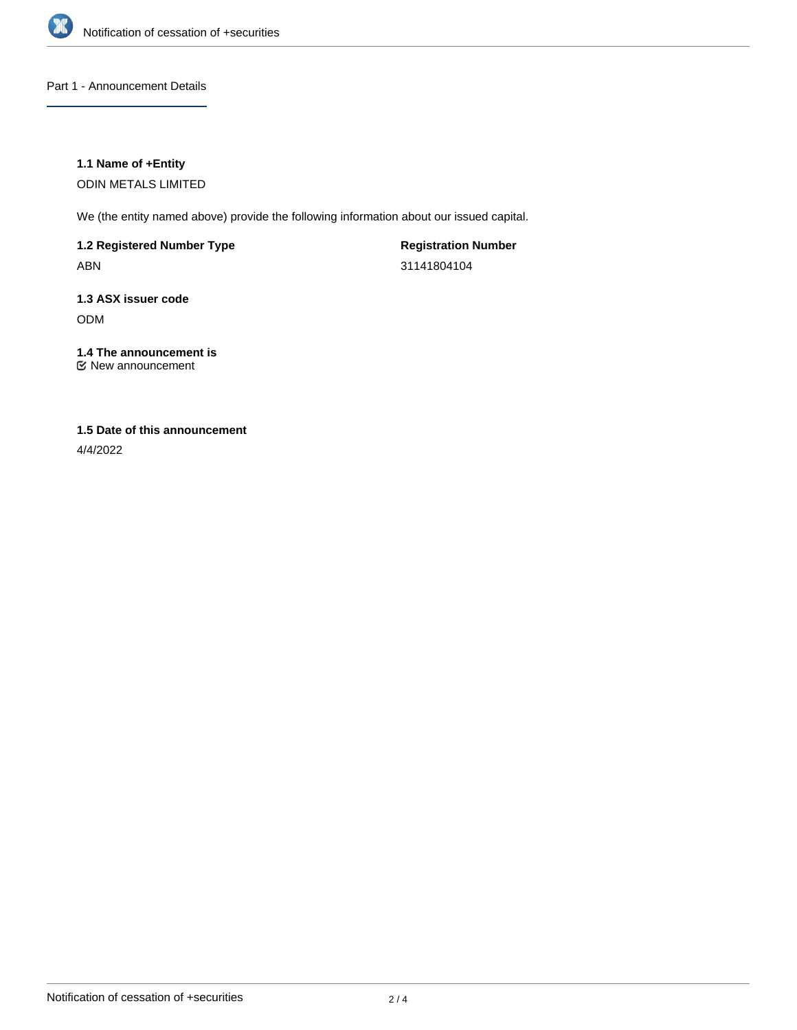## Part 1 - Announcement Details

### 1.1 Name of +Entity

ODIN METALS LIMITED

We (the entity named above) provide the following information about our issued capital.

**1.2 Registered Number Type**

ABN

**Registration Number**

31141804104

### 1.3 ASX issuer code

ODM

### 1.4 The announcement is

☑ New announcement

### 1.5 Date of this announcement

4/4/2022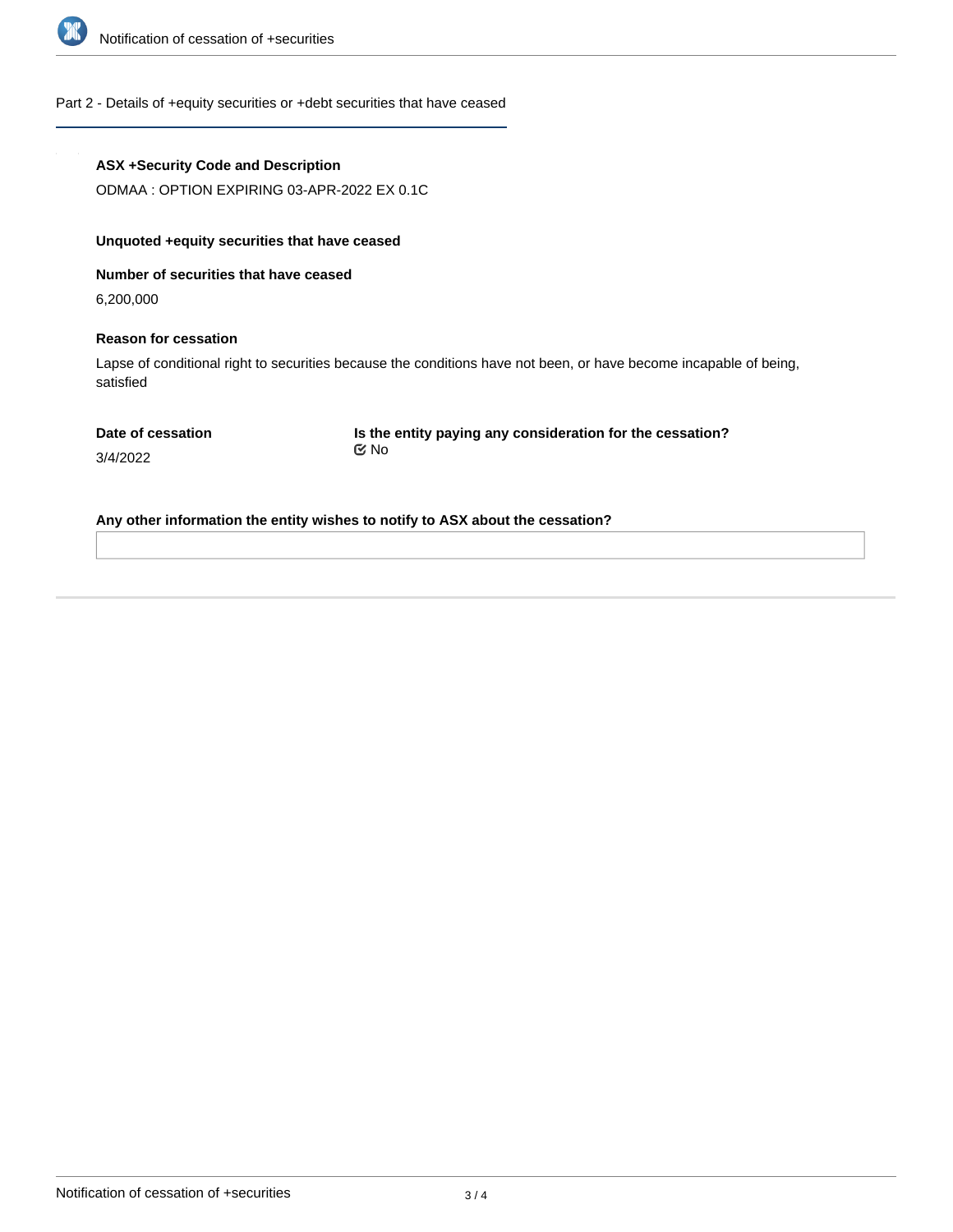## Part 2 - Details of +equity securities or +debt securities that have ceased

**ASX +Security Code and Description**

ODMAA : OPTION EXPIRING 03-APR-2022 EX 0.1C

**Unquoted +equity securities that have ceased**

**Number of securities that have ceased**

6,200,000

**Reason for cessation**

Lapse of conditional right to securities because the conditions have not been, or have become incapable of being, satisfied

**Date of cessation**

3/4/2022

**Is the entity paying any consideration for the cessation?**

No

**Any other information the entity wishes to notify to ASX about the cessation?**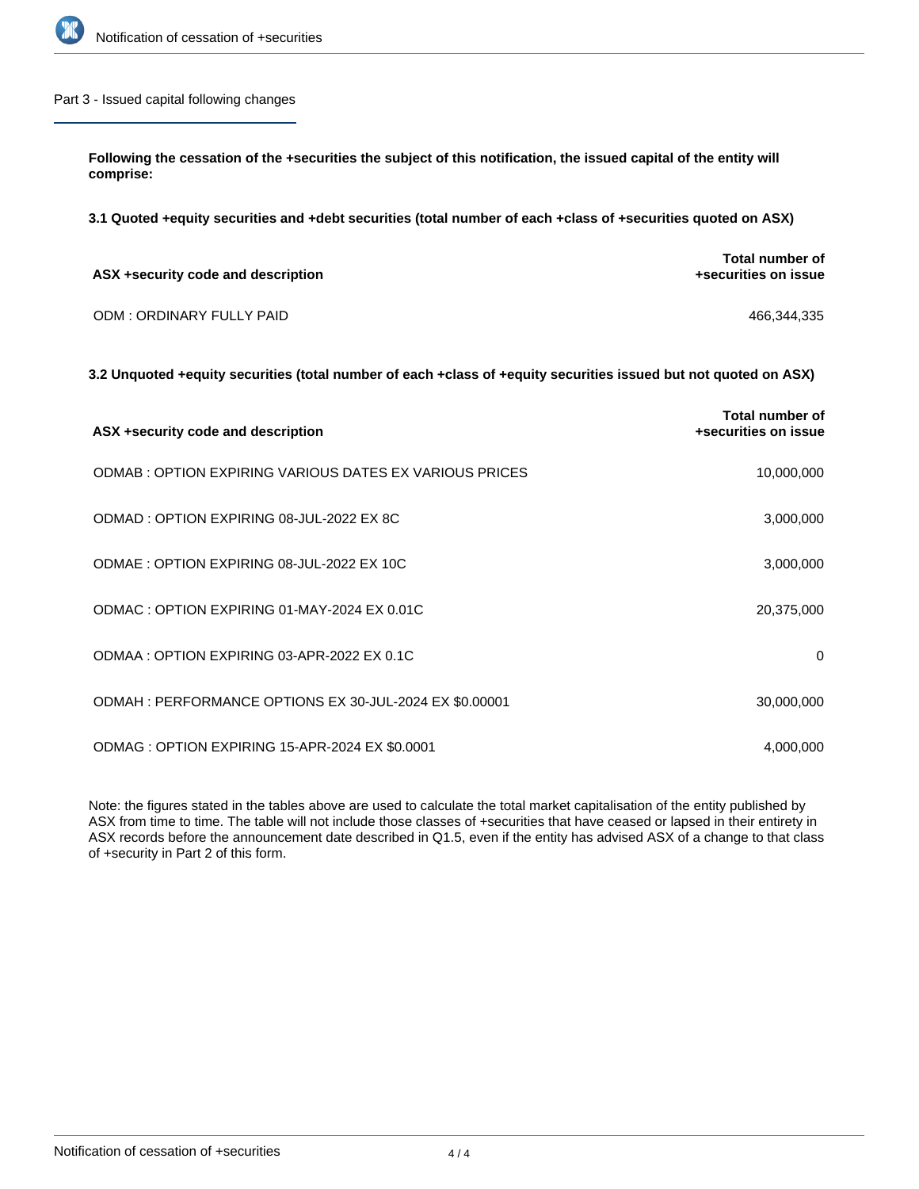## Part 3 - Issued capital following changes

**Following the cessation of the +securities the subject of this notification, the issued capital of the entity will comprise:**

**3.1 Quoted +equity securities and +debt securities (total number of each +class of +securities quoted on ASX)**

| ASX +security code and description | Total number of +securities on issue |
|---|---|
| ODM : ORDINARY FULLY PAID | 466,344,335 |

**3.2 Unquoted +equity securities (total number of each +class of +equity securities issued but not quoted on ASX)**

| ASX +security code and description | Total number of +securities on issue |
|---|---|
| ODMAB : OPTION EXPIRING VARIOUS DATES EX VARIOUS PRICES | 10,000,000 |
| ODMAD : OPTION EXPIRING 08-JUL-2022 EX 8C | 3,000,000 |
| ODMAE : OPTION EXPIRING 08-JUL-2022 EX 10C | 3,000,000 |
| ODMAC : OPTION EXPIRING 01-MAY-2024 EX 0.01C | 20,375,000 |
| ODMAA : OPTION EXPIRING 03-APR-2022 EX 0.1C | 0 |
| ODMAH : PERFORMANCE OPTIONS EX 30-JUL-2024 EX $0.00001 | 30,000,000 |
| ODMAG : OPTION EXPIRING 15-APR-2024 EX $0.0001 | 4,000,000 |

Note: the figures stated in the tables above are used to calculate the total market capitalisation of the entity published by ASX from time to time. The table will not include those classes of +securities that have ceased or lapsed in their entirety in ASX records before the announcement date described in Q1.5, even if the entity has advised ASX of a change to that class of +security in Part 2 of this form.